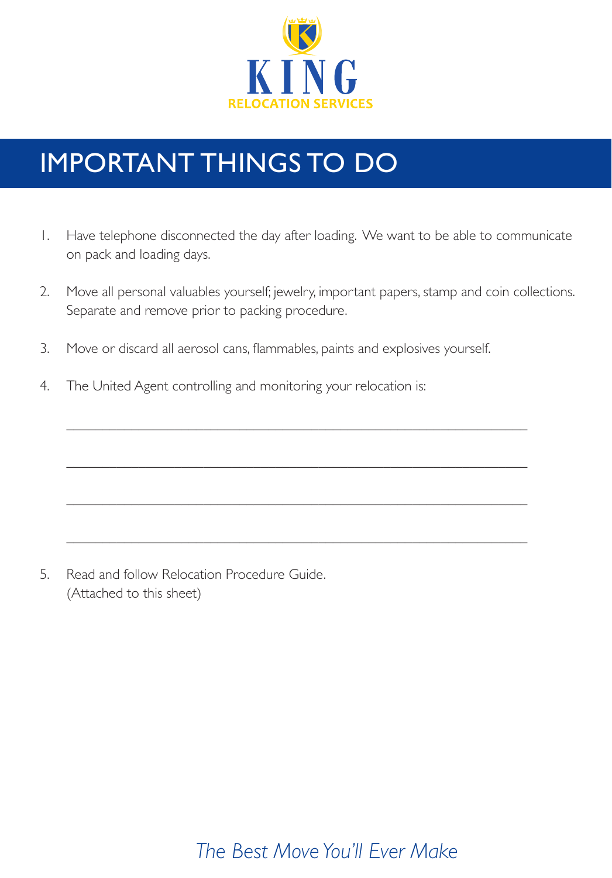**KING**
RELOCATION SERVICES

# IMPORTANT THINGS TO DO

1. Have telephone disconnected the day after loading. We want to be able to communicate on pack and loading days.

2. Move all personal valuables yourself; jewelry, important papers, stamp and coin collections. Separate and remove prior to packing procedure.

3. Move or discard all aerosol cans, flammables, paints and explosives yourself.

4. The United Agent controlling and monitoring your relocation is:

   ______________________________________________________________

   ______________________________________________________________

   ______________________________________________________________

   ______________________________________________________________

5. Read and follow Relocation Procedure Guide.
   (Attached to this sheet)

*The Best Move You'll Ever Make*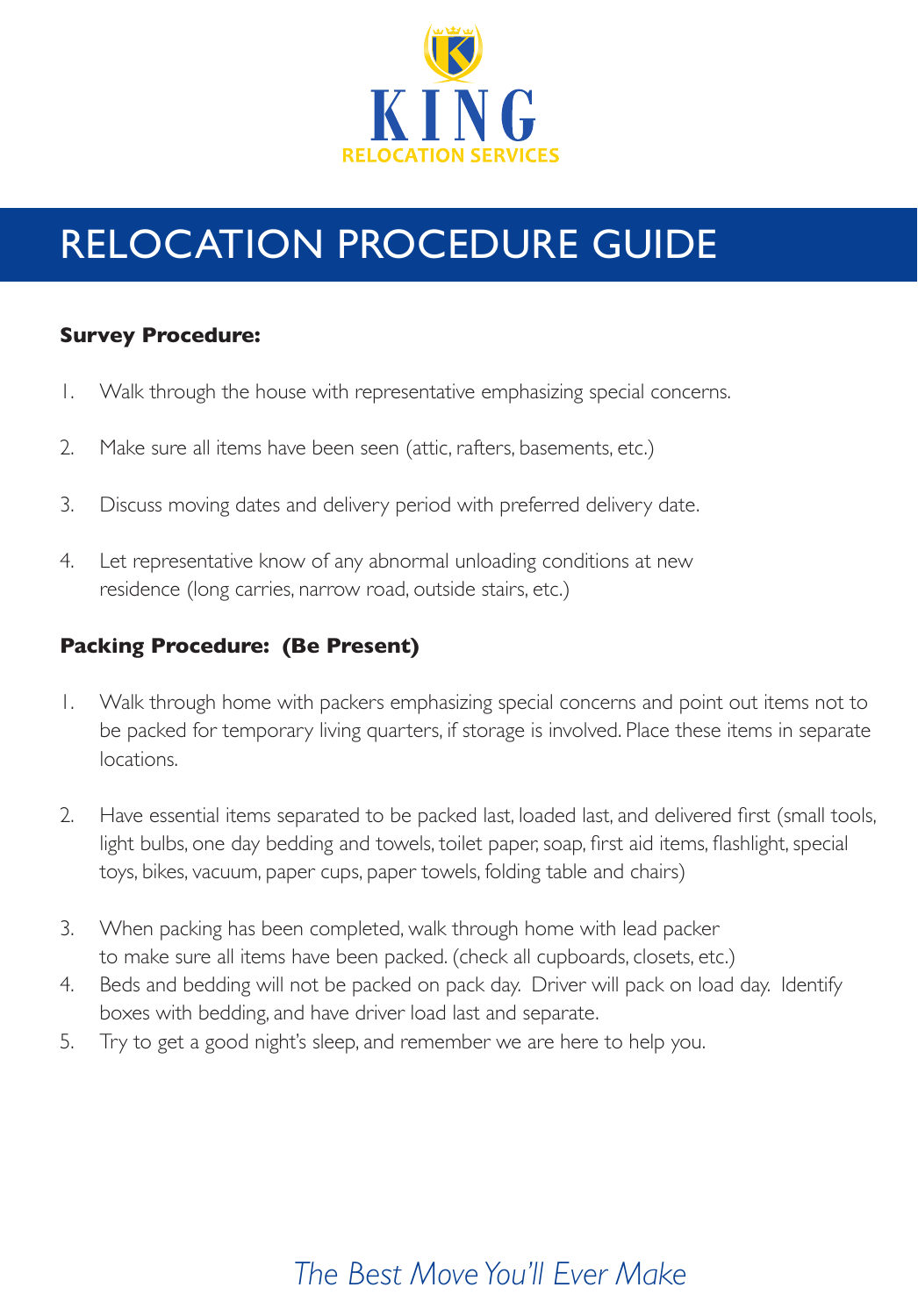KING

RELOCATION SERVICES

# RELOCATION PROCEDURE GUIDE

**Survey Procedure:**

1. Walk through the house with representative emphasizing special concerns.
2. Make sure all items have been seen (attic, rafters, basements, etc.)
3. Discuss moving dates and delivery period with preferred delivery date.
4. Let representative know of any abnormal unloading conditions at new residence (long carries, narrow road, outside stairs, etc.)

**Packing Procedure: (Be Present)**

1. Walk through home with packers emphasizing special concerns and point out items not to be packed for temporary living quarters, if storage is involved. Place these items in separate locations.
2. Have essential items separated to be packed last, loaded last, and delivered first (small tools, light bulbs, one day bedding and towels, toilet paper, soap, first aid items, flashlight, special toys, bikes, vacuum, paper cups, paper towels, folding table and chairs)
3. When packing has been completed, walk through home with lead packer to make sure all items have been packed. (check all cupboards, closets, etc.)
4. Beds and bedding will not be packed on pack day. Driver will pack on load day. Identify boxes with bedding, and have driver load last and separate.
5. Try to get a good night's sleep, and remember we are here to help you.

*The Best Move You'll Ever Make*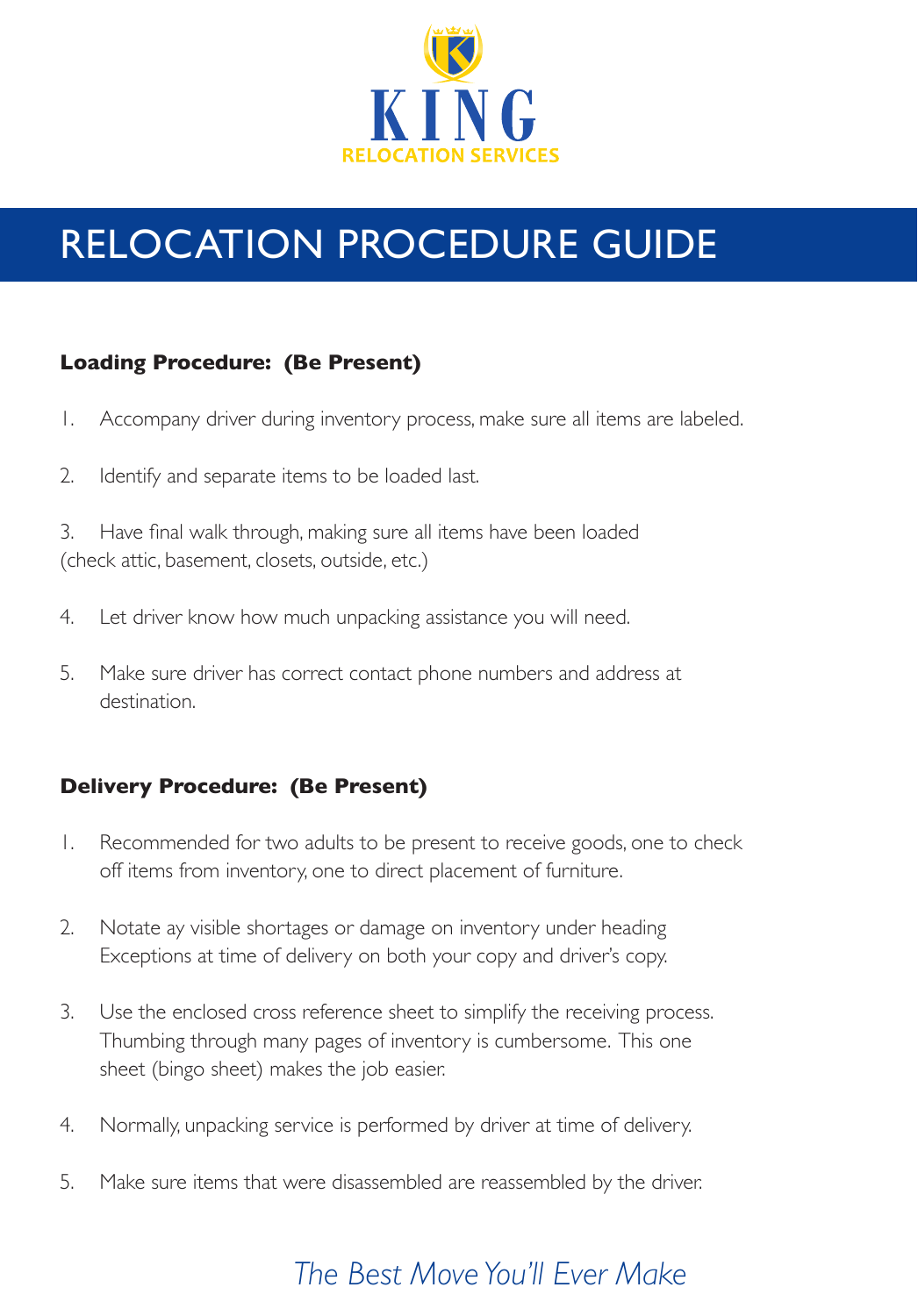KING

RELOCATION SERVICES

# RELOCATION PROCEDURE GUIDE

**Loading Procedure: (Be Present)**

1. Accompany driver during inventory process, make sure all items are labeled.

2. Identify and separate items to be loaded last.

3. Have final walk through, making sure all items have been loaded (check attic, basement, closets, outside, etc.)

4. Let driver know how much unpacking assistance you will need.

5. Make sure driver has correct contact phone numbers and address at destination.

**Delivery Procedure: (Be Present)**

1. Recommended for two adults to be present to receive goods, one to check off items from inventory, one to direct placement of furniture.

2. Notate ay visible shortages or damage on inventory under heading Exceptions at time of delivery on both your copy and driver's copy.

3. Use the enclosed cross reference sheet to simplify the receiving process. Thumbing through many pages of inventory is cumbersome. This one sheet (bingo sheet) makes the job easier.

4. Normally, unpacking service is performed by driver at time of delivery.

5. Make sure items that were disassembled are reassembled by the driver.

*The Best Move You'll Ever Make*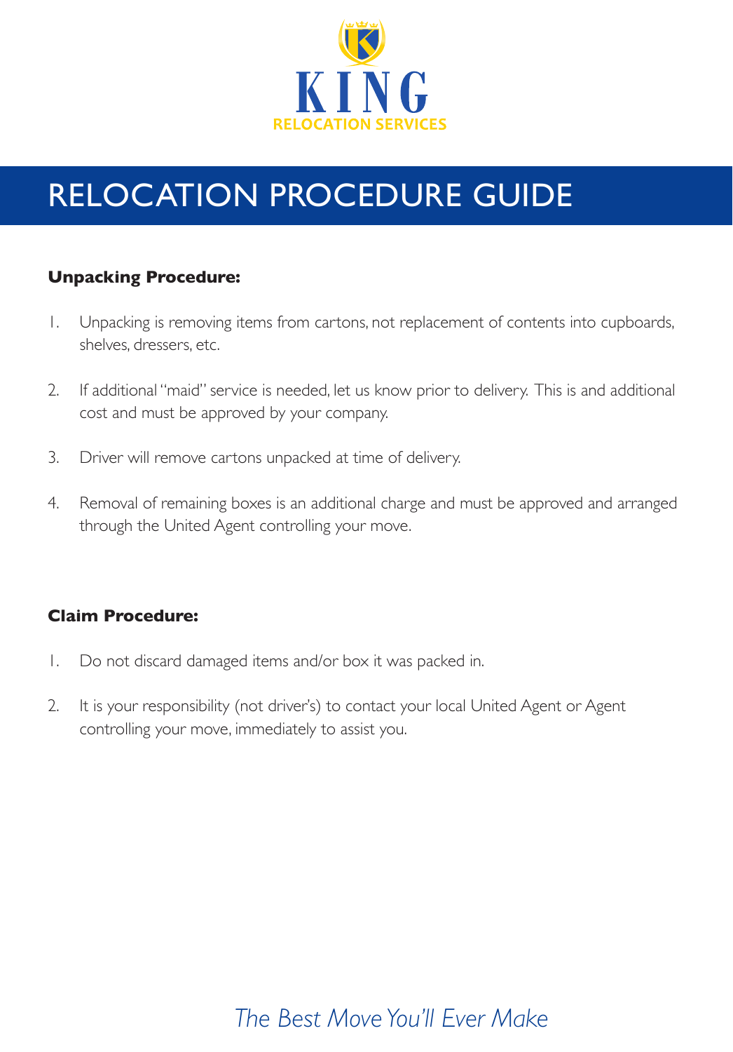KING

RELOCATION SERVICES

# RELOCATION PROCEDURE GUIDE

**Unpacking Procedure:**

1. Unpacking is removing items from cartons, not replacement of contents into cupboards, shelves, dressers, etc.

2. If additional "maid" service is needed, let us know prior to delivery. This is and additional cost and must be approved by your company.

3. Driver will remove cartons unpacked at time of delivery.

4. Removal of remaining boxes is an additional charge and must be approved and arranged through the United Agent controlling your move.

**Claim Procedure:**

1. Do not discard damaged items and/or box it was packed in.

2. It is your responsibility (not driver's) to contact your local United Agent or Agent controlling your move, immediately to assist you.

*The Best Move You'll Ever Make*